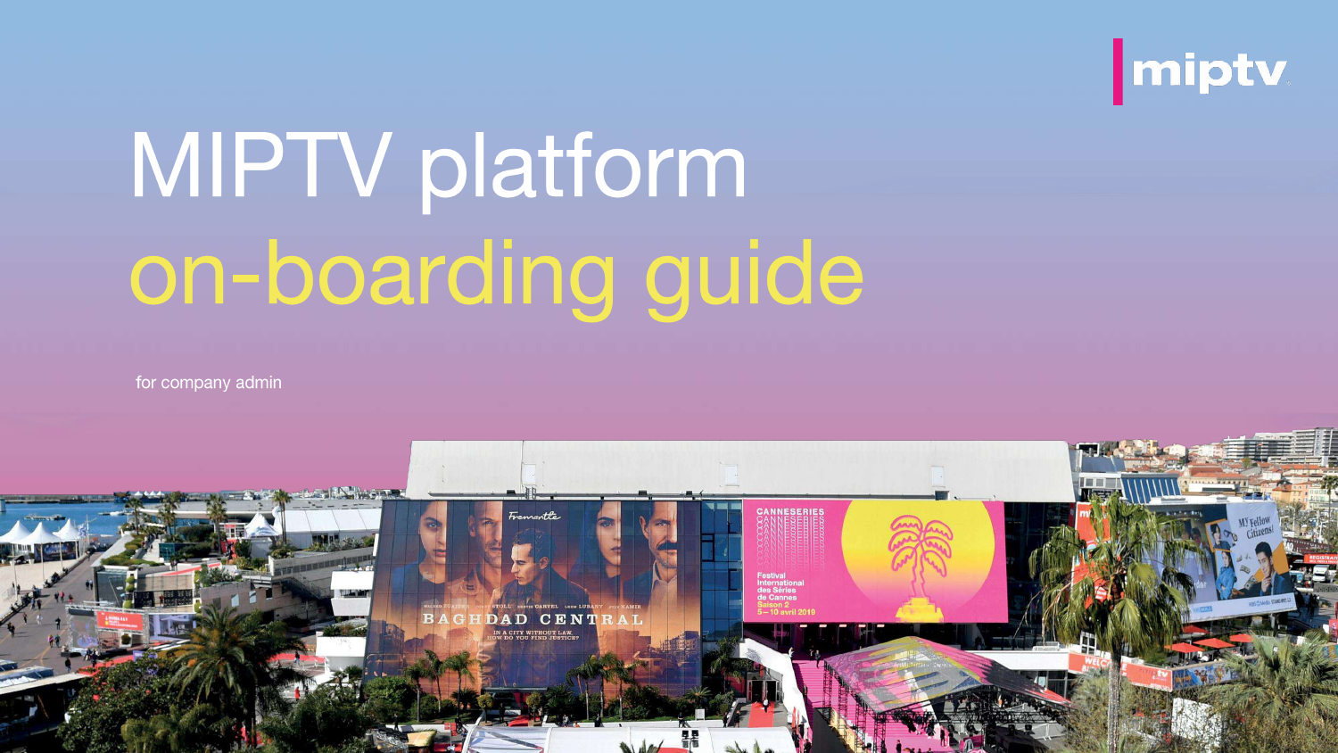# MIPTV platform on-boarding guide

for company admin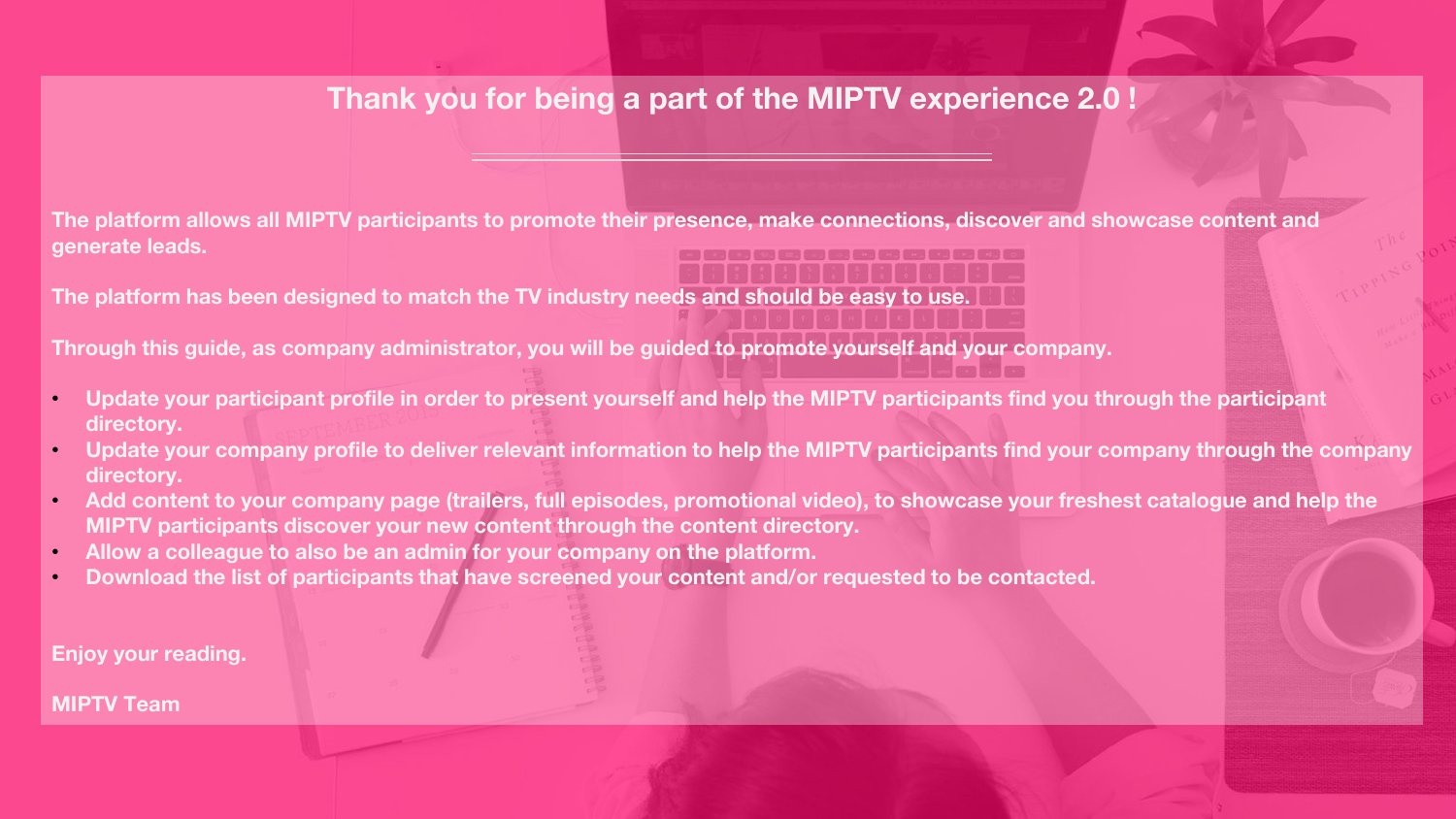# Thank you for being a part of the MIPTV experience 2.0 !

---

**The platform allows all MIPTV participants to promote their presence, make connections, discover and showcase content and generate leads.**

**The platform has been designed to match the TV industry needs and should be easy to use.**

**Through this guide, as company administrator, you will be guided to promote yourself and your company.**

- **Update your participant profile in order to present yourself and help the MIPTV participants find you through the participant directory.**
- **Update your company profile to deliver relevant information to help the MIPTV participants find your company through the company directory.**
- **Add content to your company page (trailers, full episodes, promotional video), to showcase your freshest catalogue and help the MIPTV participants discover your new content through the content directory.**
- **Allow a colleague to also be an admin for your company on the platform.**
- **Download the list of participants that have screened your content and/or requested to be contacted.**

**Enjoy your reading.**

**MIPTV Team**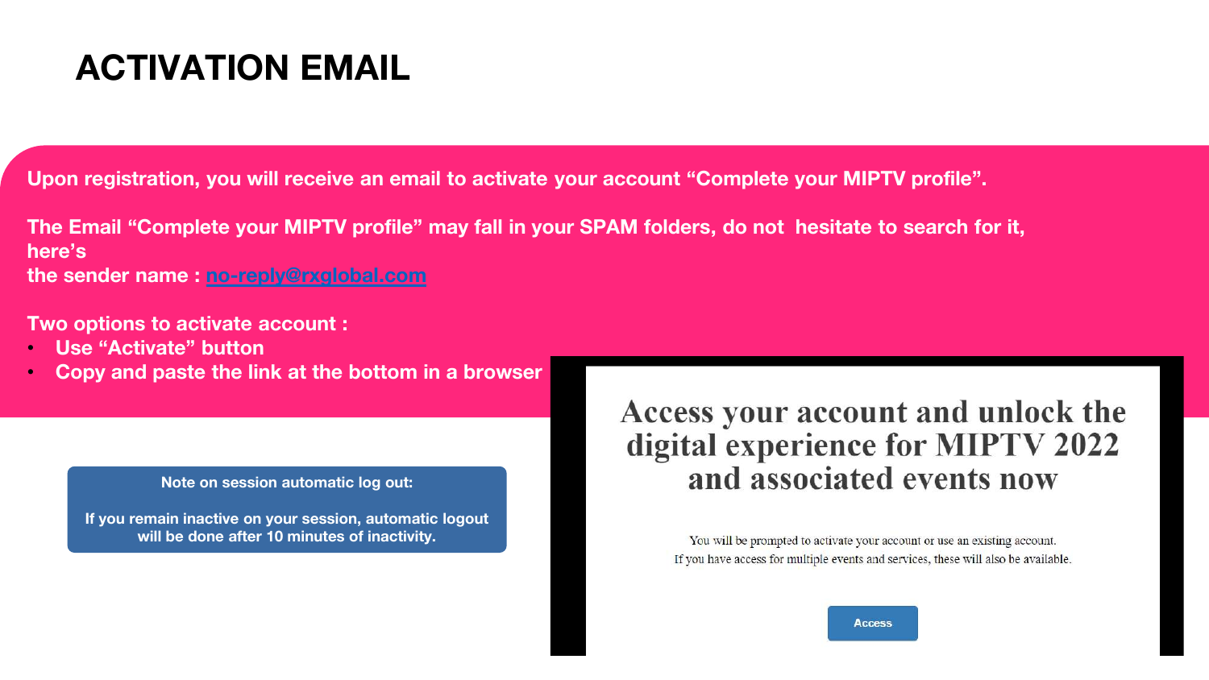# ACTIVATION EMAIL

**Upon registration, you will receive an email to activate your account "Complete your MIPTV profile".**

**The Email "Complete your MIPTV profile" may fall in your SPAM folders, do not hesitate to search for it, here's the sender name : no-reply@rxglobal.com**

**Two options to activate account :**

- **Use "Activate" button**
- **Copy and paste the link at the bottom in a browser**

**Note on session automatic log out:**

**If you remain inactive on your session, automatic logout will be done after 10 minutes of inactivity.**

## Access your account and unlock the digital experience for MIPTV 2022 and associated events now

You will be prompted to activate your account or use an existing account.
If you have access for multiple events and services, these will also be available.

Access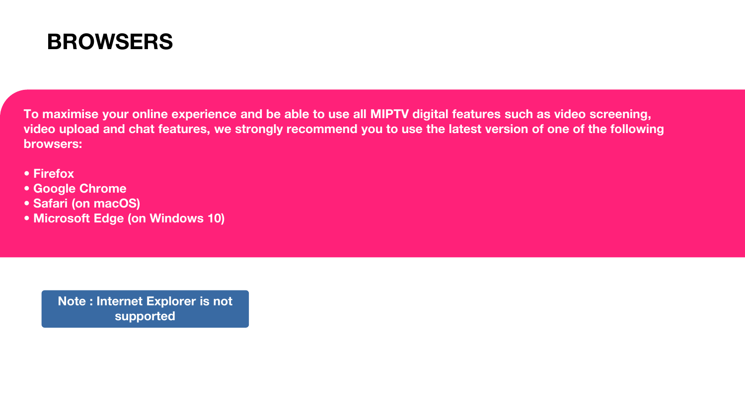# BROWSERS

**To maximise your online experience and be able to use all MIPTV digital features such as video screening, video upload and chat features, we strongly recommend you to use the latest version of one of the following browsers:**

- **Firefox**
- **Google Chrome**
- **Safari (on macOS)**
- **Microsoft Edge (on Windows 10)**

**Note : Internet Explorer is not supported**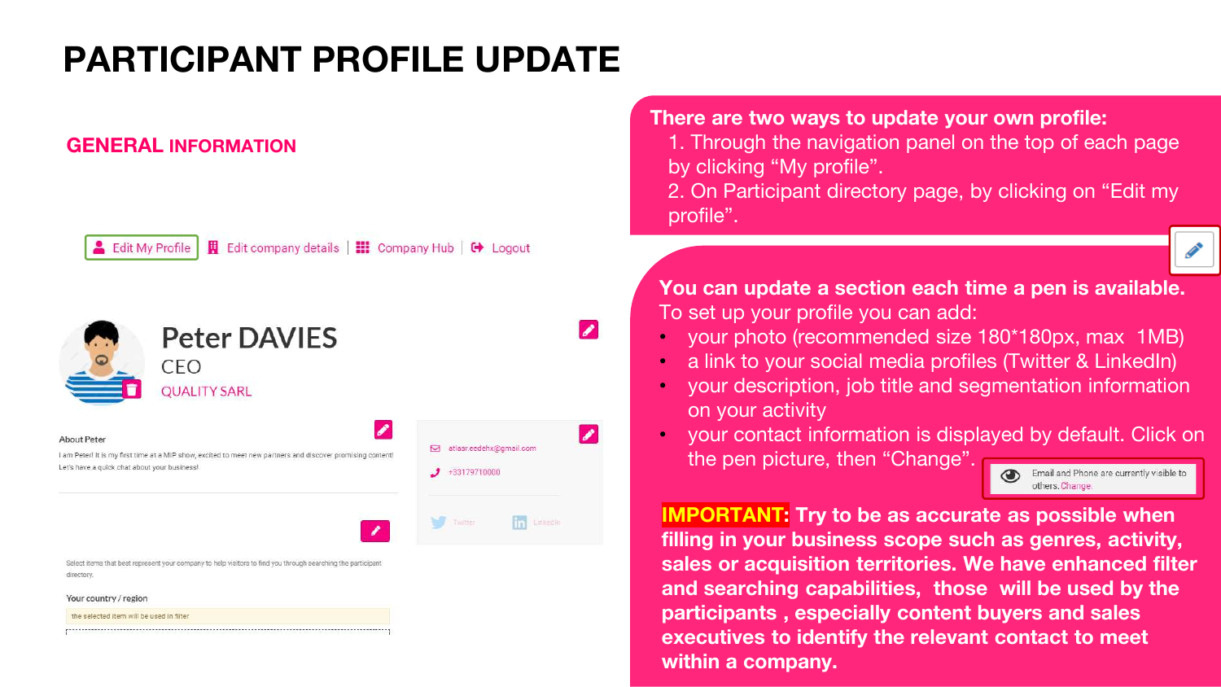# PARTICIPANT PROFILE UPDATE

## GENERAL INFORMATION

Edit My Profile | Edit company details | Company Hub | Logout

Peter DAVIES
CEO
QUALITY SARL

About Peter

I am Peter! It is my first time at a MIP show, excited to meet new partners and discover promising content! Let's have a quick chat about your business!

atlasr.eedehx@gmail.com

+33179710000

Twitter LinkedIn

Select items that best represent your company to help visitors to find you through searching the participant directory.

Your country / region

the selected item will be used in filter

**There are two ways to update your own profile:**

1. Through the navigation panel on the top of each page by clicking "My profile".
2. On Participant directory page, by clicking on "Edit my profile".

**You can update a section each time a pen is available.**

To set up your profile you can add:

- your photo (recommended size 180*180px, max 1MB)
- a link to your social media profiles (Twitter & LinkedIn)
- your description, job title and segmentation information on your activity
- your contact information is displayed by default. Click on the pen picture, then "Change".

Email and Phone are currently visible to others. Change.

**IMPORTANT: Try to be as accurate as possible when filling in your business scope such as genres, activity, sales or acquisition territories. We have enhanced filter and searching capabilities, those will be used by the participants , especially content buyers and sales executives to identify the relevant contact to meet within a company.**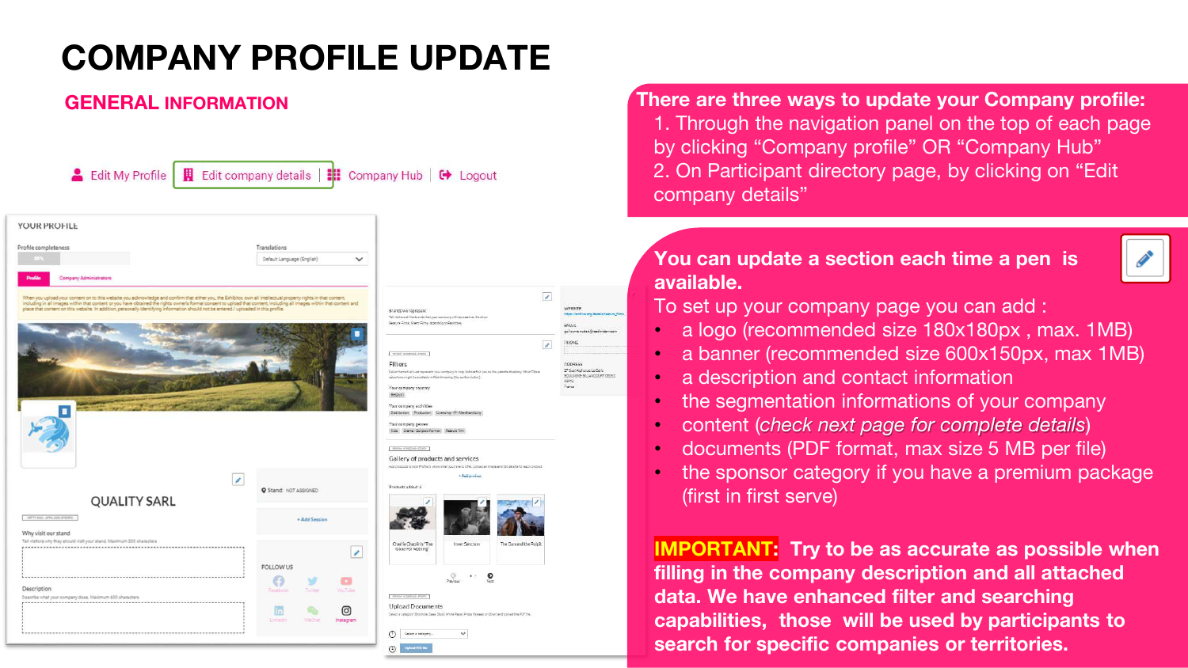# COMPANY PROFILE UPDATE

## GENERAL INFORMATION

Edit My Profile | Edit company details | Company Hub | Logout

**There are three ways to update your Company profile:**

1. Through the navigation panel on the top of each page by clicking “Company profile” OR “Company Hub”
2. On Participant directory page, by clicking on “Edit company details”

**You can update a section each time a pen is available.**

To set up your company page you can add :

- a logo (recommended size 180x180px , max. 1MB)
- a banner (recommended size 600x150px, max 1MB)
- a description and contact information
- the segmentation informations of your company
- content (*check next page for complete details*)
- documents (PDF format, max size 5 MB per file)
- the sponsor category if you have a premium package (first in first serve)

**IMPORTANT: Try to be as accurate as possible when filling in the company description and all attached data. We have enhanced filter and searching capabilities, those will be used by participants to search for specific companies or territories.**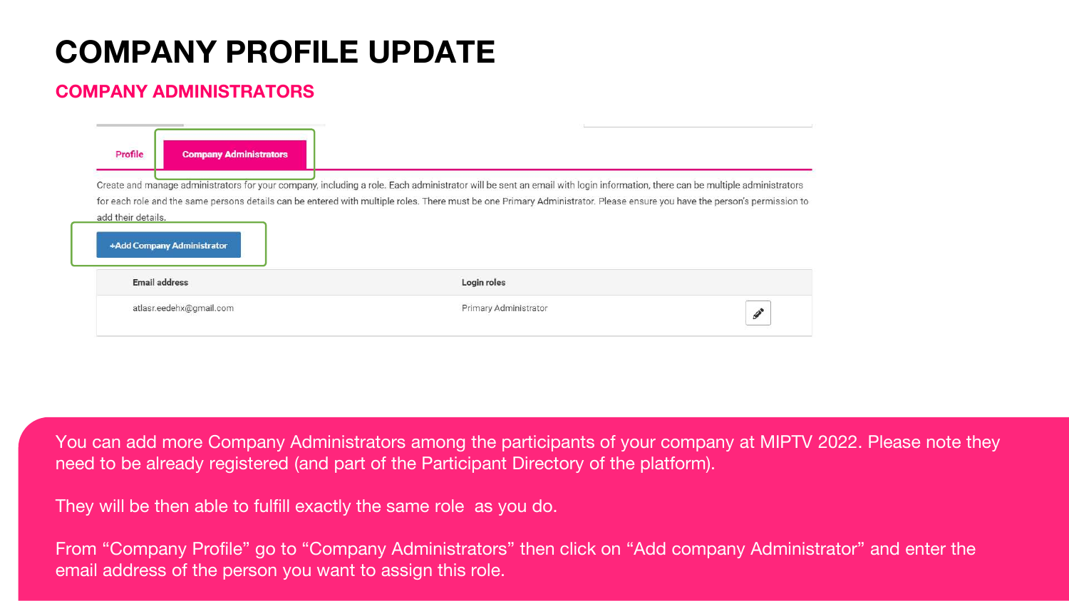# COMPANY PROFILE UPDATE

## COMPANY ADMINISTRATORS

Profile | **Company Administrators**

Create and manage administrators for your company, including a role. Each administrator will be sent an email with login information, there can be multiple administrators for each role and the same persons details can be entered with multiple roles. There must be one Primary Administrator. Please ensure you have the person's permission to add their details.

+Add Company Administrator

| Email address | Login roles |
| --- | --- |
| atlasr.eedehx@gmail.com | Primary Administrator |

You can add more Company Administrators among the participants of your company at MIPTV 2022. Please note they need to be already registered (and part of the Participant Directory of the platform).

They will be then able to fulfill exactly the same role as you do.

From "Company Profile" go to "Company Administrators" then click on "Add company Administrator" and enter the email address of the person you want to assign this role.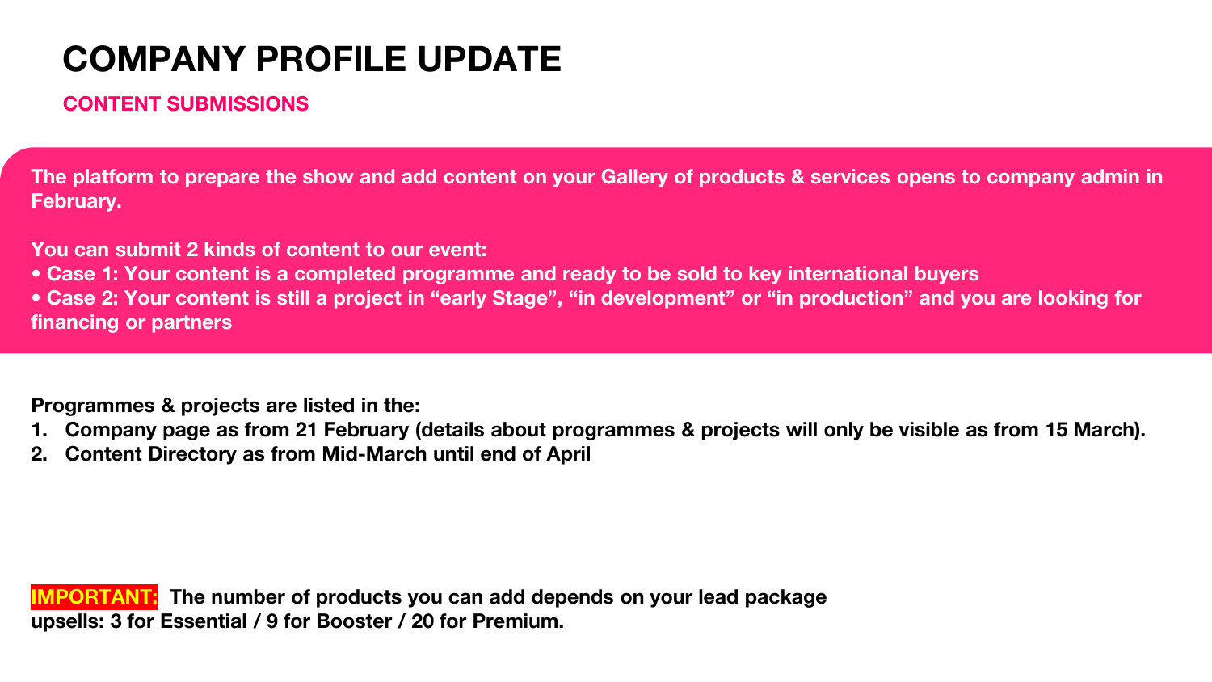# COMPANY PROFILE UPDATE

## CONTENT SUBMISSIONS

**The platform to prepare the show and add content on your Gallery of products & services opens to company admin in February.**

**You can submit 2 kinds of content to our event:**

- **Case 1: Your content is a completed programme and ready to be sold to key international buyers**
- **Case 2: Your content is still a project in "early Stage", "in development" or "in production" and you are looking for financing or partners**

**Programmes & projects are listed in the:**

1. **Company page as from 21 February (details about programmes & projects will only be visible as from 15 March).**
2. **Content Directory as from Mid-March until end of April**

**IMPORTANT: The number of products you can add depends on your lead package upsells: 3 for Essential / 9 for Booster / 20 for Premium.**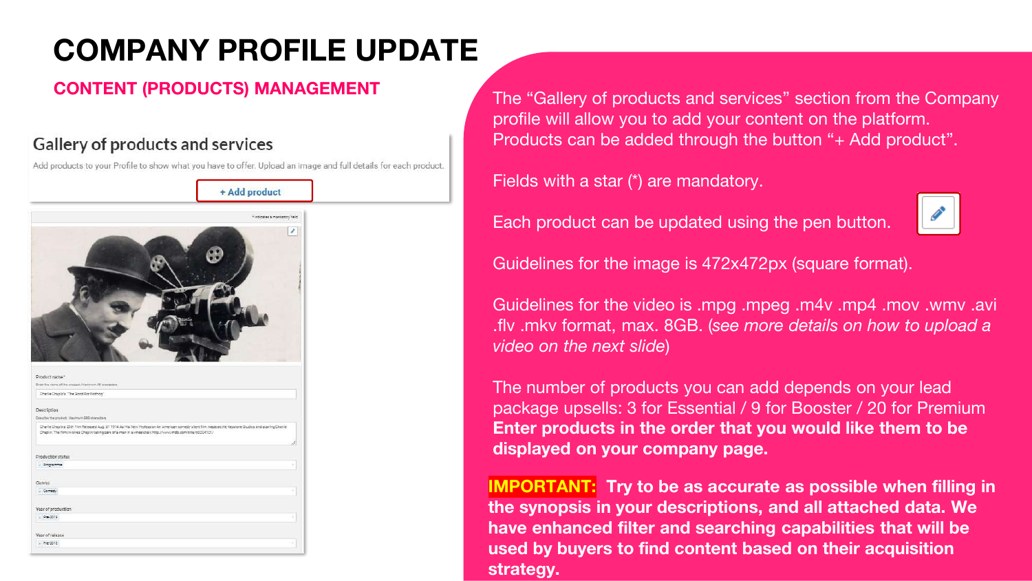# COMPANY PROFILE UPDATE

## CONTENT (PRODUCTS) MANAGEMENT

Gallery of products and services

Add products to your Profile to show what you have to offer. Upload an image and full details for each product.

+ Add product

The "Gallery of products and services" section from the Company profile will allow you to add your content on the platform. Products can be added through the button "+ Add product".

Fields with a star (*) are mandatory.

Each product can be updated using the pen button.

Guidelines for the image is 472x472px (square format).

Guidelines for the video is .mpg .mpeg .m4v .mp4 .mov .wmv .avi .flv .mkv format, max. 8GB. (*see more details on how to upload a video on the next slide*)

The number of products you can add depends on your lead package upsells: 3 for Essential / 9 for Booster / 20 for Premium
**Enter products in the order that you would like them to be displayed on your company page.**

**IMPORTANT: Try to be as accurate as possible when filling in the synopsis in your descriptions, and all attached data. We have enhanced filter and searching capabilities that will be used by buyers to find content based on their acquisition strategy.**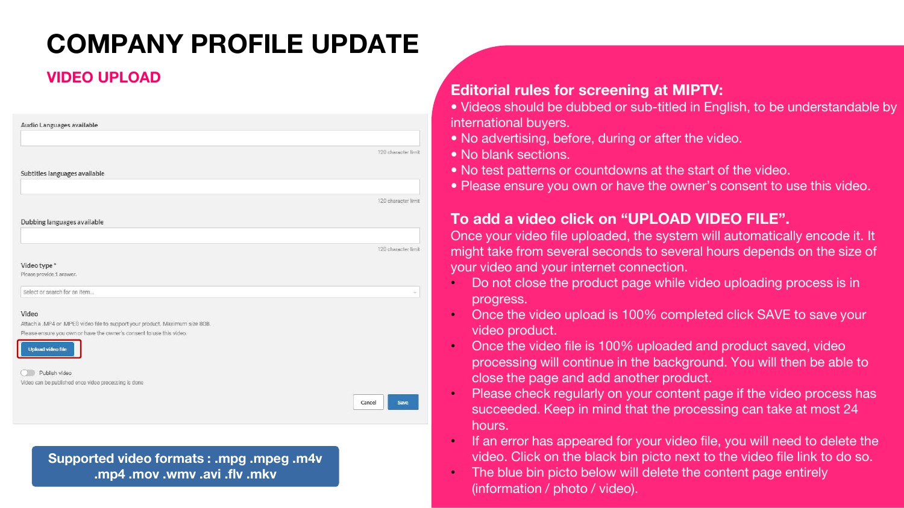# COMPANY PROFILE UPDATE

## VIDEO UPLOAD

Audio Languages available

120 character limit

Subtitles languages available

120 character limit

Dubbing languages available

120 character limit

Video type *

Please provide 1 answer.

Select or search for an item...

Video

Attach a .MP4 or MPEG video file to support your product. Maximum size 8GB.

Please ensure you own or have the owner's consent to use this video.

Upload video file

Publish video

Video can be published once video processing is done

Cancel Save

**Supported video formats : .mpg .mpeg .m4v .mp4 .mov .wmv .avi .flv .mkv**

### Editorial rules for screening at MIPTV:

- Videos should be dubbed or sub-titled in English, to be understandable by international buyers.
- No advertising, before, during or after the video.
- No blank sections.
- No test patterns or countdowns at the start of the video.
- Please ensure you own or have the owner's consent to use this video.

### To add a video click on "UPLOAD VIDEO FILE".

Once your video file uploaded, the system will automatically encode it. It might take from several seconds to several hours depends on the size of your video and your internet connection.

- Do not close the product page while video uploading process is in progress.
- Once the video upload is 100% completed click SAVE to save your video product.
- Once the video file is 100% uploaded and product saved, video processing will continue in the background. You will then be able to close the page and add another product.
- Please check regularly on your content page if the video process has succeeded. Keep in mind that the processing can take at most 24 hours.
- If an error has appeared for your video file, you will need to delete the video. Click on the black bin picto next to the video file link to do so.
- The blue bin picto below will delete the content page entirely (information / photo / video).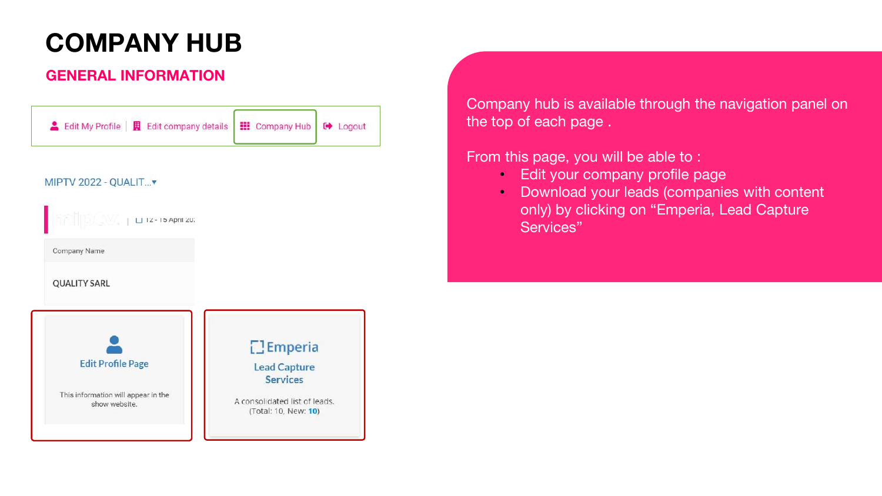# COMPANY HUB

## GENERAL INFORMATION

Edit My Profile | Edit company details | Company Hub | Logout

MIPTV 2022 - QUALIT...▾

12 - 15 April 20:

Company Name

QUALITY SARL

**Edit Profile Page**

This information will appear in the show website.

**Emperia**

**Lead Capture Services**

A consolidated list of leads. (Total: 10, New: 10)

Company hub is available through the navigation panel on the top of each page .

From this page, you will be able to :

- Edit your company profile page
- Download your leads (companies with content only) by clicking on "Emperia, Lead Capture Services"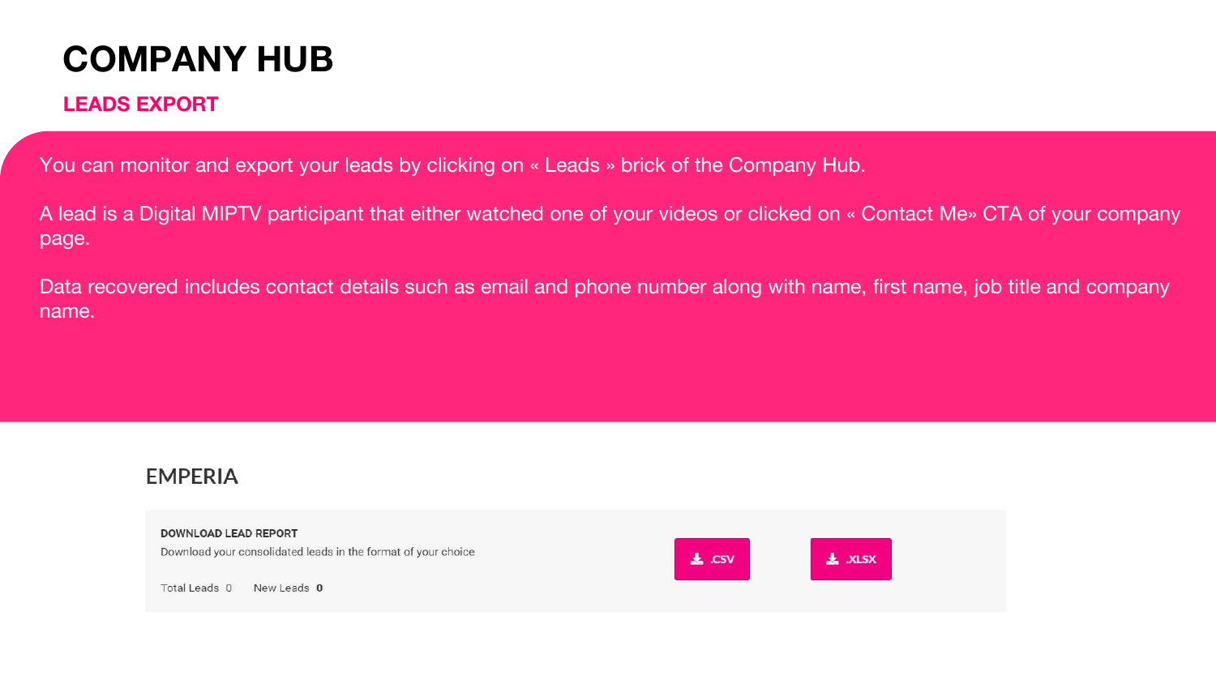# COMPANY HUB

## LEADS EXPORT

You can monitor and export your leads by clicking on « Leads » brick of the Company Hub.

A lead is a Digital MIPTV participant that either watched one of your videos or clicked on « Contact Me» CTA of your company page.

Data recovered includes contact details such as email and phone number along with name, first name, job title and company name.

EMPERIA

**DOWNLOAD LEAD REPORT**

Download your consolidated leads in the format of your choice

Total Leads 0 New Leads **0**

.CSV .XLSX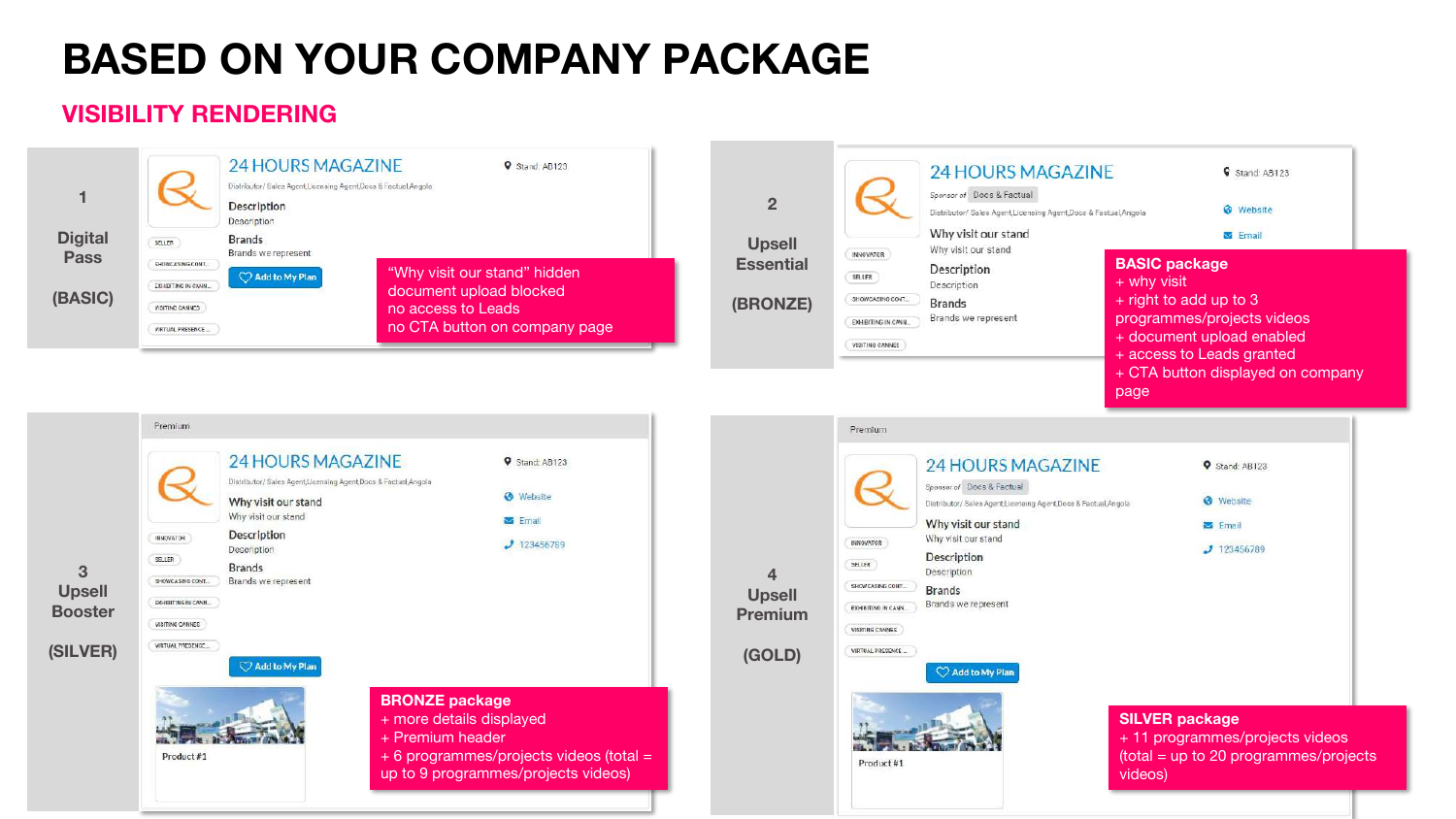# BASED ON YOUR COMPANY PACKAGE

## VISIBILITY RENDERING

### 1 Digital Pass (BASIC)

24 HOURS MAGAZINE

Stand: AB123

Distributor/ Sales Agent,Licensing Agent,Docs & Factual,Angola

Description

Description

Brands

Brands we represent

Add to My Plan

“Why visit our stand” hidden
document upload blocked
no access to Leads
no CTA button on company page

### 2 Upsell Essential (BRONZE)

24 HOURS MAGAZINE

Sponsor of Docs & Factual

Distributor/ Sales Agent,Licensing Agent,Docs & Factual,Angola

Stand: AB123

Website

Email

Why visit our stand

Why visit our stand

Description

Description

Brands

Brands we represent

**BASIC package**
+ why visit
+ right to add up to 3 programmes/projects videos
+ document upload enabled
+ access to Leads granted
+ CTA button displayed on company page

### 3 Upsell Booster (SILVER)

Premium

24 HOURS MAGAZINE

Distributor/ Sales Agent,Licensing Agent,Docs & Factual,Angola

Stand: AB123

Website

Email

123456789

Why visit our stand

Why visit our stand

Description

Description

Brands

Brands we represent

Add to My Plan

Product #1

**BRONZE package**
+ more details displayed
+ Premium header
+ 6 programmes/projects videos (total = up to 9 programmes/projects videos)

### 4 Upsell Premium (GOLD)

Premium

24 HOURS MAGAZINE

Sponsor of Docs & Factual

Distributor/ Sales Agent,Licensing Agent,Docs & Factual,Angola

Stand: AB123

Website

Email

123456789

Why visit our stand

Why visit our stand

Description

Description

Brands

Brands we represent

Add to My Plan

Product #1

**SILVER package**
+ 11 programmes/projects videos (total = up to 20 programmes/projects videos)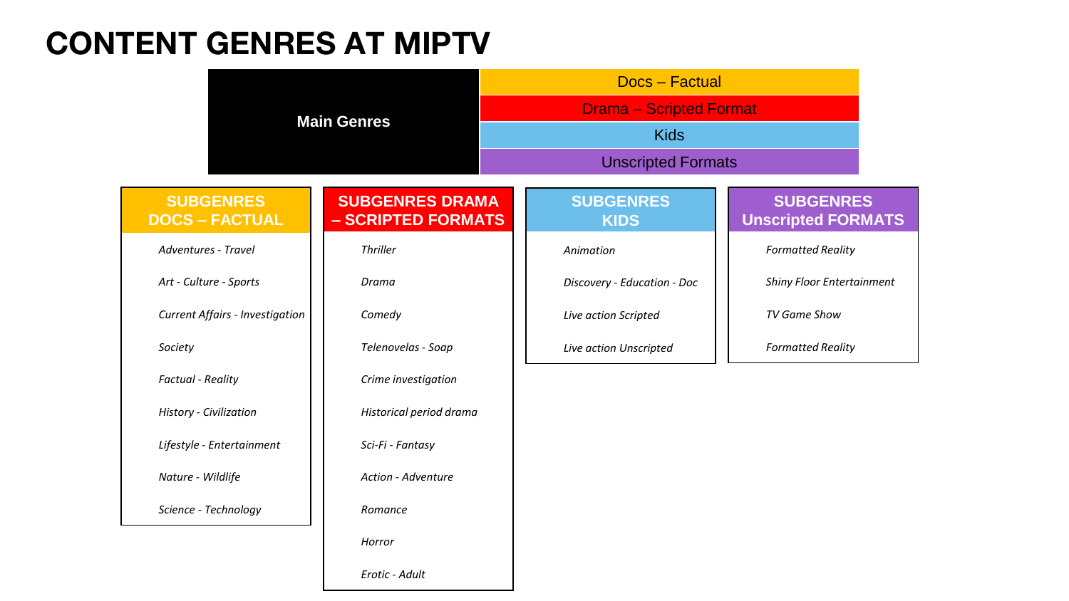# CONTENT GENRES AT MIPTV

| Main Genres |
|---|
| Docs – Factual |
| Drama – Scripted Format |
| Kids |
| Unscripted Formats |

| SUBGENRES DOCS – FACTUAL | SUBGENRES DRAMA – SCRIPTED FORMATS | SUBGENRES KIDS | SUBGENRES Unscripted FORMATS |
|---|---|---|---|
| *Adventures - Travel* | *Thriller* | *Animation* | *Formatted Reality* |
| *Art - Culture - Sports* | *Drama* | *Discovery - Education - Doc* | *Shiny Floor Entertainment* |
| *Current Affairs - Investigation* | *Comedy* | *Live action Scripted* | *TV Game Show* |
| *Society* | *Telenovelas - Soap* | *Live action Unscripted* | *Formatted Reality* |
| *Factual - Reality* | *Crime investigation* | | |
| *History - Civilization* | *Historical period drama* | | |
| *Lifestyle - Entertainment* | *Sci-Fi - Fantasy* | | |
| *Nature - Wildlife* | *Action - Adventure* | | |
| *Science - Technology* | *Romance* | | |
| | *Horror* | | |
| | *Erotic - Adult* | | |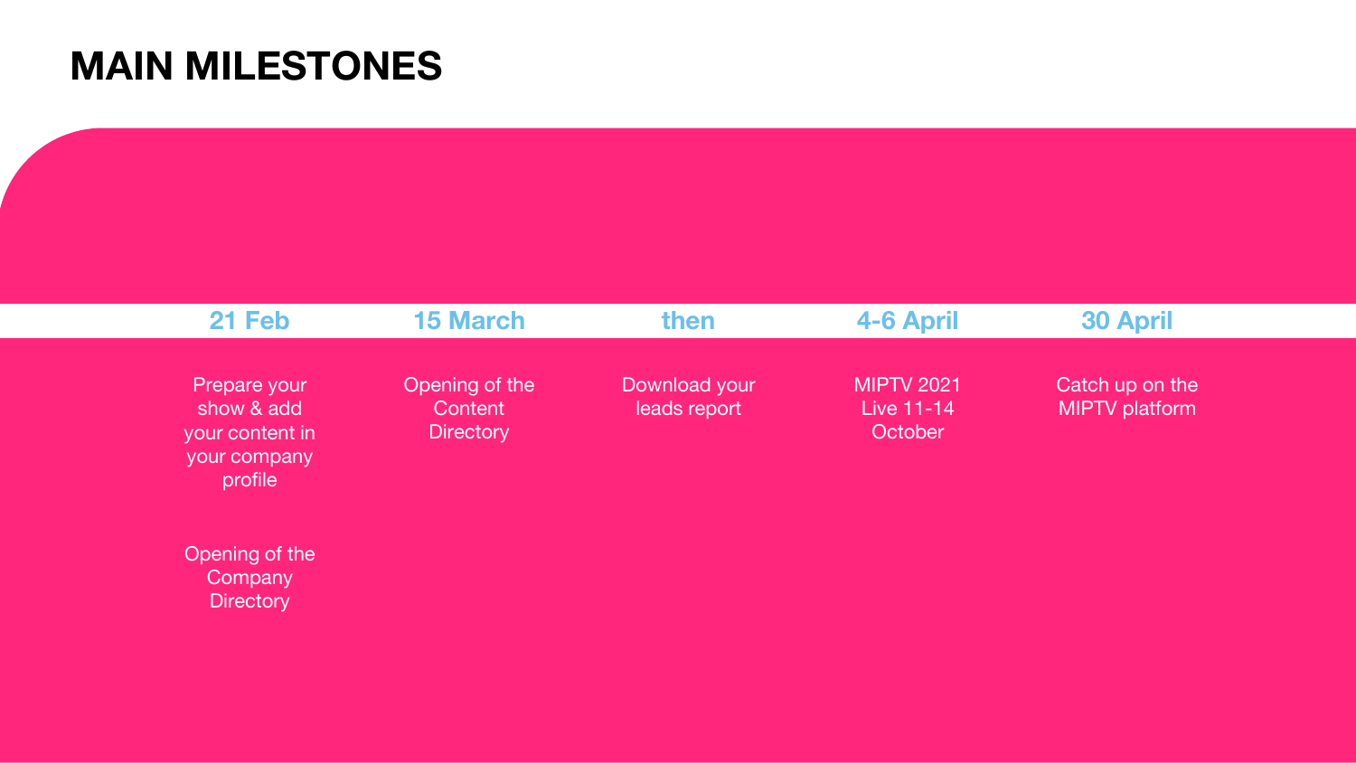# MAIN MILESTONES

| 21 Feb | 15 March | then | 4-6 April | 30 April |
|---|---|---|---|---|
| Prepare your show & add your content in your company profile<br><br>Opening of the Company Directory | Opening of the Content Directory | Download your leads report | MIPTV 2021 Live 11-14 October | Catch up on the MIPTV platform |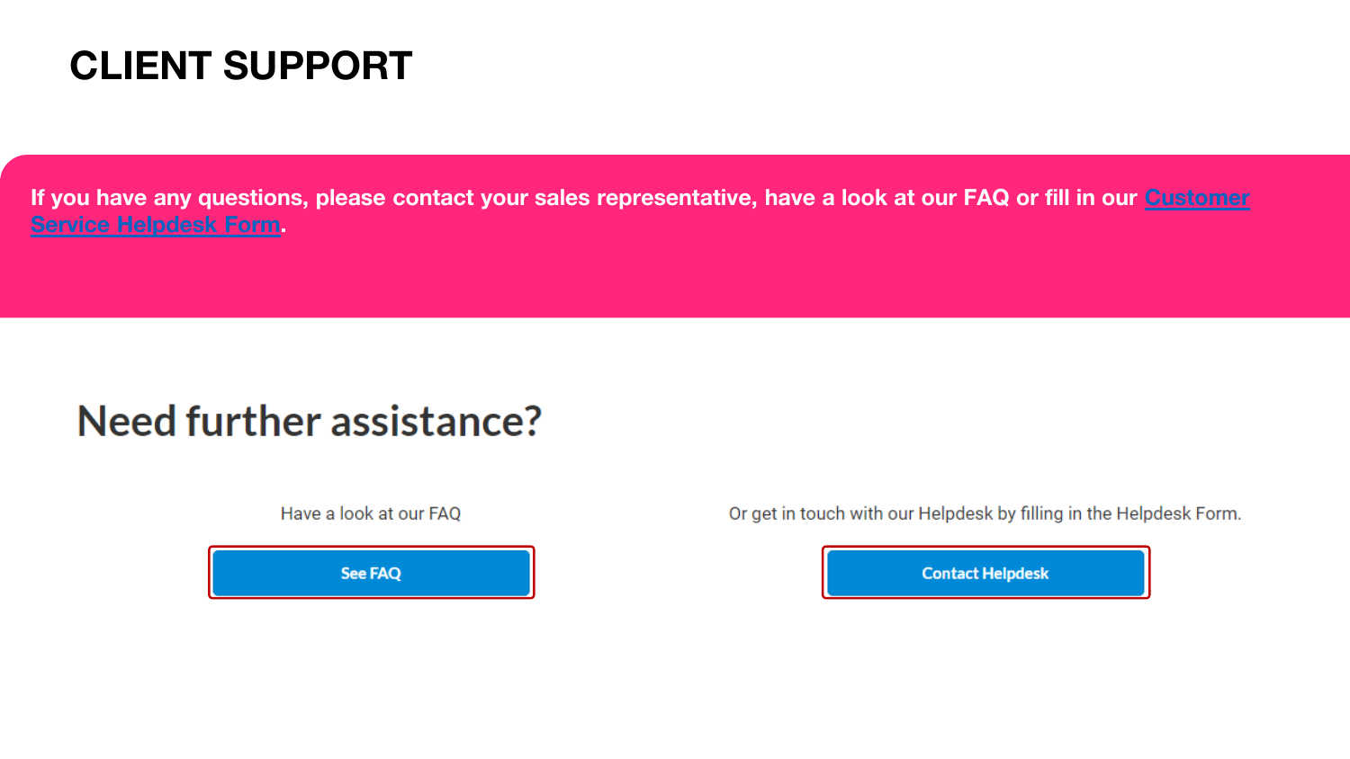# CLIENT SUPPORT

**If you have any questions, please contact your sales representative, have a look at our FAQ or fill in our Customer Service Helpdesk Form.**

## Need further assistance?

Have a look at our FAQ

See FAQ

Or get in touch with our Helpdesk by filling in the Helpdesk Form.

Contact Helpdesk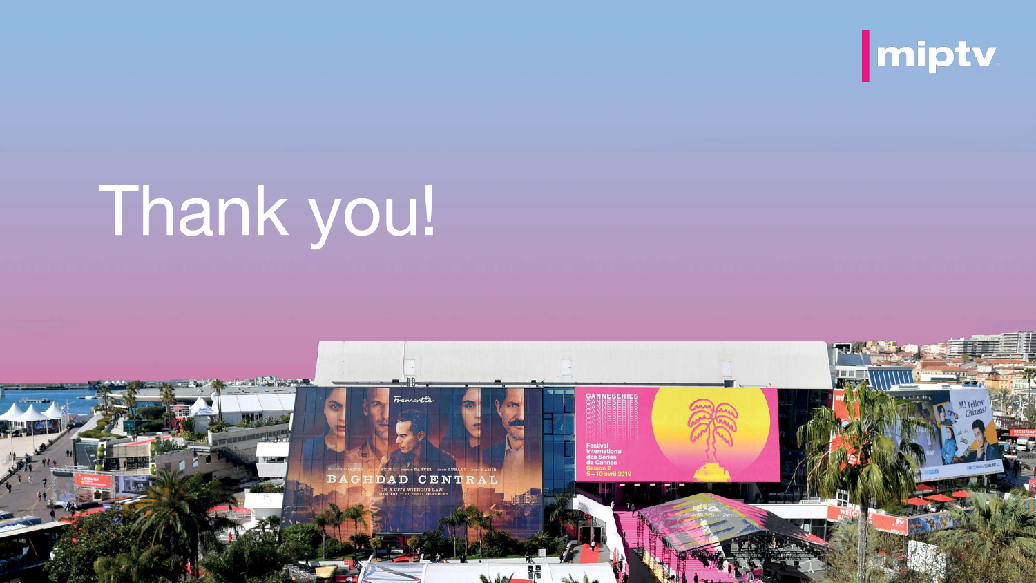miptv

# Thank you!